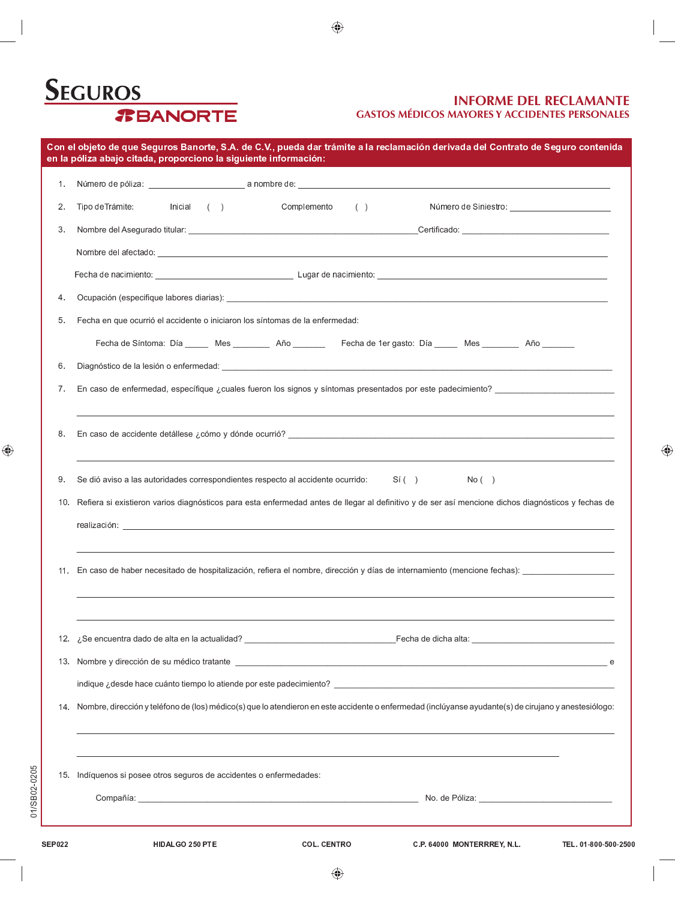# SEGUROS BANORTE

## INFORME DEL RECLAMANTE
### GASTOS MÉDICOS MAYORES Y ACCIDENTES PERSONALES

**Con el objeto de que Seguros Banorte, S.A. de C.V., pueda dar trámite a la reclamación derivada del Contrato de Seguro contenida en la póliza abajo citada, proporciono la siguiente información:**

1. Número de póliza: ____________________ a nombre de: ____________________________________________

2. Tipo de Trámite: Inicial ( ) Complemento ( ) Número de Siniestro: ____________________

3. Nombre del Asegurado titular: ____________________________________________ Certificado: ____________________

   Nombre del afectado: ____________________________________________________________

   Fecha de nacimiento: ____________________ Lugar de nacimiento: ____________________________________

4. Ocupación (especifique labores diarias): ____________________________________________________________

5. Fecha en que ocurrió el accidente o iniciaron los síntomas de la enfermedad:

   Fecha de Síntoma: Día _____ Mes ________ Año _______ Fecha de 1er gasto: Día _____ Mes ________ Año _______

6. Diagnóstico de la lesión o enfermedad: ____________________________________________________________

7. En caso de enfermedad, específique ¿cuales fueron los signos y síntomas presentados por este padecimiento? ____________________

   ____________________________________________________________________________________________

8. En caso de accidente detállese ¿cómo y dónde ocurrió? ____________________________________________________________

   ____________________________________________________________________________________________

9. Se dió aviso a las autoridades correspondientes respecto al accidente ocurrido: Sí ( ) No ( )

10. Refiera si existieron varios diagnósticos para esta enfermedad antes de llegar al definitivo y de ser así mencione dichos diagnósticos y fechas de realización: ____________________________________________________________

    ____________________________________________________________________________________________

11. En caso de haber necesitado de hospitalización, refiera el nombre, dirección y días de internamiento (mencione fechas): ____________________

    ____________________________________________________________________________________________

    ____________________________________________________________________________________________

12. ¿Se encuentra dado de alta en la actualidad? ______________________________ Fecha de dicha alta: ______________________________

13. Nombre y dirección de su médico tratante ____________________________________________________________ e indique ¿desde hace cuánto tiempo lo atiende por este padecimiento? ____________________________________________

14. Nombre, dirección y teléfono de (los) médico(s) que lo atendieron en este accidente o enfermedad (inclúyanse ayudante(s) de cirujano y anestesiólogo:

    ____________________________________________________________________________________________

    ____________________________________________________________________________________________

15. Indíquenos si posee otros seguros de accidentes o enfermedades:

    Compañía: ____________________________________________ No. de Póliza: ______________________________

01/SB02-0205

SEP022 HIDALGO 250 PTE COL. CENTRO C.P. 64000 MONTERRREY, N.L. TEL. 01-800-500-2500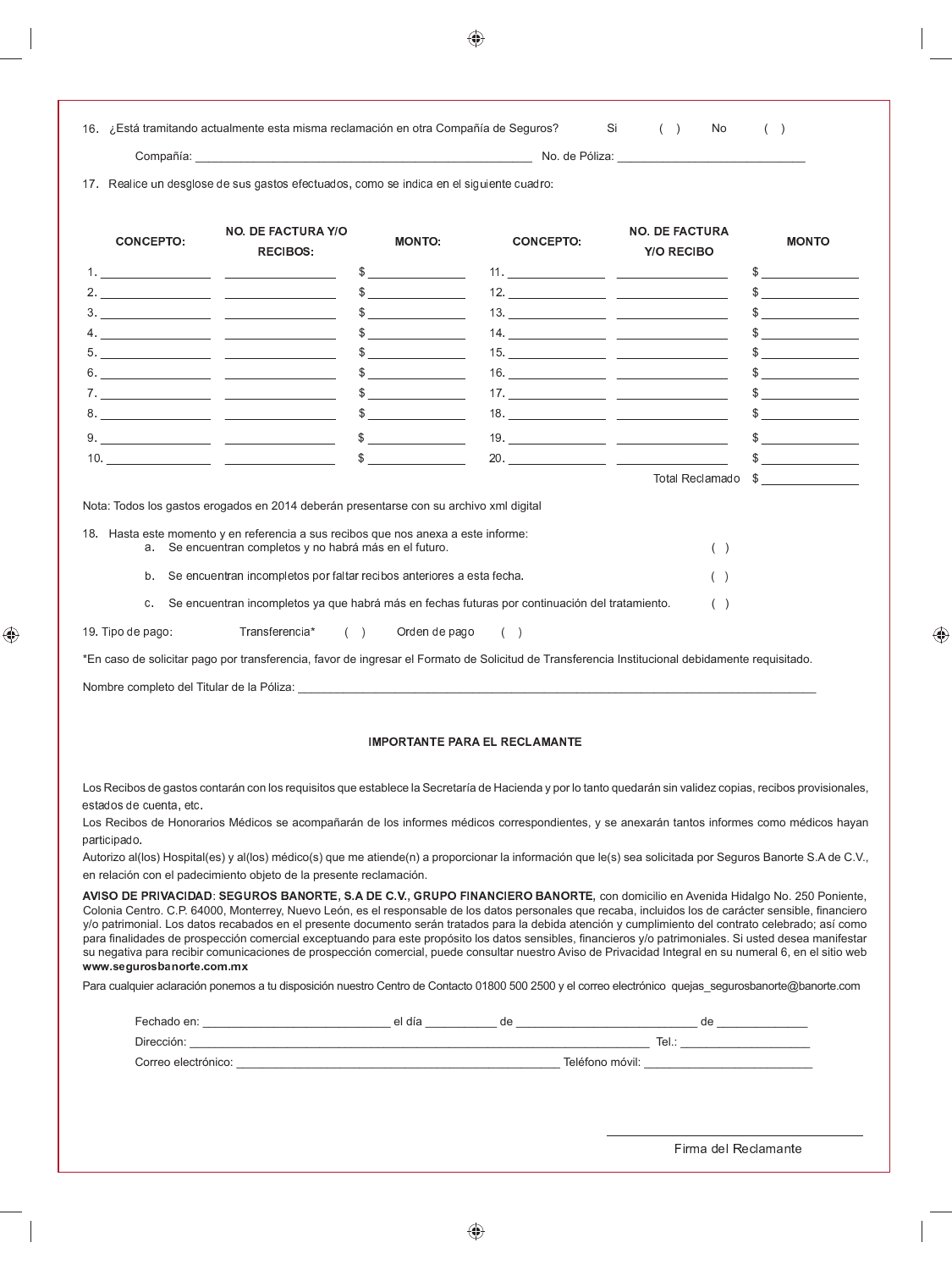16. ¿Está tramitando actualmente esta misma reclamación en otra Compañía de Seguros? Si ( ) No ( )

Compañía: ____________________________________________________ No. de Póliza: _____________________________

17. Realice un desglose de sus gastos efectuados, como se indica en el siguiente cuadro:

| CONCEPTO: | NO. DE FACTURA Y/O RECIBOS: | MONTO: | CONCEPTO: | NO. DE FACTURA Y/O RECIBO | MONTO |
|---|---|---|---|---|---|
| 1. ______________ | ______________ | $ ______________ | 11. ______________ | ______________ | $ ______________ |
| 2. ______________ | ______________ | $ ______________ | 12. ______________ | ______________ | $ ______________ |
| 3. ______________ | ______________ | $ ______________ | 13. ______________ | ______________ | $ ______________ |
| 4. ______________ | ______________ | $ ______________ | 14. ______________ | ______________ | $ ______________ |
| 5. ______________ | ______________ | $ ______________ | 15. ______________ | ______________ | $ ______________ |
| 6. ______________ | ______________ | $ ______________ | 16. ______________ | ______________ | $ ______________ |
| 7. ______________ | ______________ | $ ______________ | 17. ______________ | ______________ | $ ______________ |
| 8. ______________ | ______________ | $ ______________ | 18. ______________ | ______________ | $ ______________ |
| 9. ______________ | ______________ | $ ______________ | 19. ______________ | ______________ | $ ______________ |
| 10. ______________ | ______________ | $ ______________ | 20. ______________ | ______________ | $ ______________ |
| | | | | Total Reclamado | $ ______________ |

Nota: Todos los gastos erogados en 2014 deberán presentarse con su archivo xml digital

18. Hasta este momento y en referencia a sus recibos que nos anexa a este informe:
   a. Se encuentran completos y no habrá más en el futuro. ( )
   b. Se encuentran incompletos por faltar recibos anteriores a esta fecha. ( )
   c. Se encuentran incompletos ya que habrá más en fechas futuras por continuación del tratamiento. ( )

19. Tipo de pago: Transferencia* ( ) Orden de pago ( )

*En caso de solicitar pago por transferencia, favor de ingresar el Formato de Solicitud de Transferencia Institucional debidamente requisitado.

Nombre completo del Titular de la Póliza: ________________________________________________________________________________

### IMPORTANTE PARA EL RECLAMANTE

Los Recibos de gastos contarán con los requisitos que establece la Secretaría de Hacienda y por lo tanto quedarán sin validez copias, recibos provisionales, estados de cuenta, etc.

Los Recibos de Honorarios Médicos se acompañarán de los informes médicos correspondientes, y se anexarán tantos informes como médicos hayan participado.

Autorizo al(los) Hospital(es) y al(los) médico(s) que me atiende(n) a proporcionar la información que le(s) sea solicitada por Seguros Banorte S.A de C.V., en relación con el padecimiento objeto de la presente reclamación.

**AVISO DE PRIVACIDAD**: **SEGUROS BANORTE, S.A DE C.V., GRUPO FINANCIERO BANORTE,** con domicilio en Avenida Hidalgo No. 250 Poniente, Colonia Centro. C.P. 64000, Monterrey, Nuevo León, es el responsable de los datos personales que recaba, incluidos los de carácter sensible, financiero y/o patrimonial. Los datos recabados en el presente documento serán tratados para la debida atención y cumplimiento del contrato celebrado; así como para finalidades de prospección comercial exceptuando para este propósito los datos sensibles, financieros y/o patrimoniales. Si usted desea manifestar su negativa para recibir comunicaciones de prospección comercial, puede consultar nuestro Aviso de Privacidad Integral en su numeral 6, en el sitio web **www.segurosbanorte.com.mx**

Para cualquier aclaración ponemos a tu disposición nuestro Centro de Contacto 01800 500 2500 y el correo electrónico quejas_segurosbanorte@banorte.com

Fechado en: _____________________________ el día ___________ de ____________________________ de ______________

Dirección: ______________________________________________________________________ Tel.: ____________________

Correo electrónico: ________________________________________________ Teléfono móvil: _________________________

_____________________________________

Firma del Reclamante